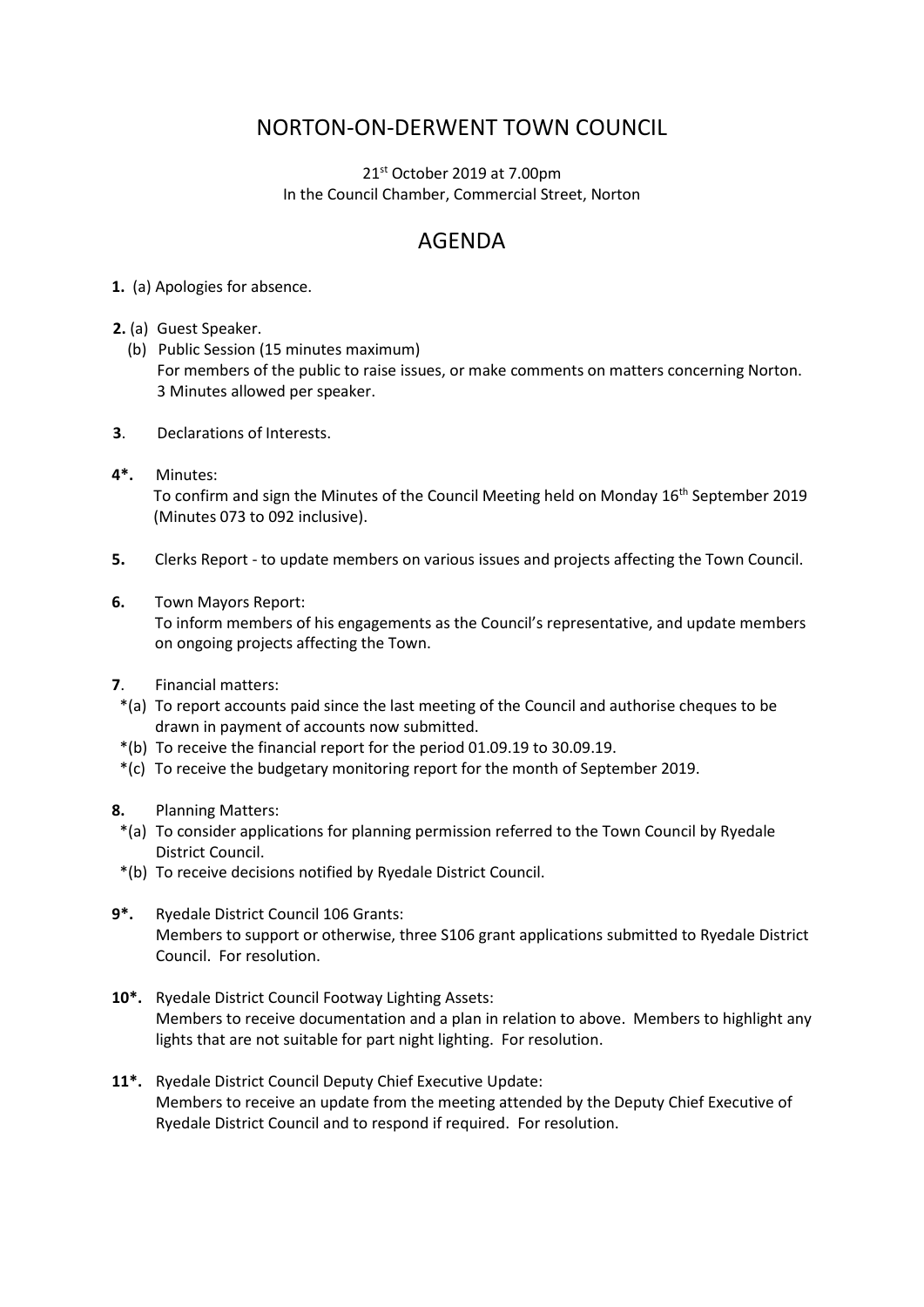# NORTON-ON-DERWENT TOWN COUNCIL

21st October 2019 at 7.00pm
In the Council Chamber, Commercial Street, Norton

## AGENDA

**1.** (a) Apologies for absence.

**2.** (a) Guest Speaker.
(b) Public Session (15 minutes maximum)
For members of the public to raise issues, or make comments on matters concerning Norton. 3 Minutes allowed per speaker.

**3**. Declarations of Interests.

**4*.** Minutes:
To confirm and sign the Minutes of the Council Meeting held on Monday 16th September 2019 (Minutes 073 to 092 inclusive).

**5.** Clerks Report - to update members on various issues and projects affecting the Town Council.

**6.** Town Mayors Report:
To inform members of his engagements as the Council's representative, and update members on ongoing projects affecting the Town.

**7**. Financial matters:
*(a) To report accounts paid since the last meeting of the Council and authorise cheques to be drawn in payment of accounts now submitted.
*(b) To receive the financial report for the period 01.09.19 to 30.09.19.
*(c) To receive the budgetary monitoring report for the month of September 2019.

**8.** Planning Matters:
*(a) To consider applications for planning permission referred to the Town Council by Ryedale District Council.
*(b) To receive decisions notified by Ryedale District Council.

**9*.** Ryedale District Council 106 Grants:
Members to support or otherwise, three S106 grant applications submitted to Ryedale District Council. For resolution.

**10*.** Ryedale District Council Footway Lighting Assets:
Members to receive documentation and a plan in relation to above. Members to highlight any lights that are not suitable for part night lighting. For resolution.

**11*.** Ryedale District Council Deputy Chief Executive Update:
Members to receive an update from the meeting attended by the Deputy Chief Executive of Ryedale District Council and to respond if required. For resolution.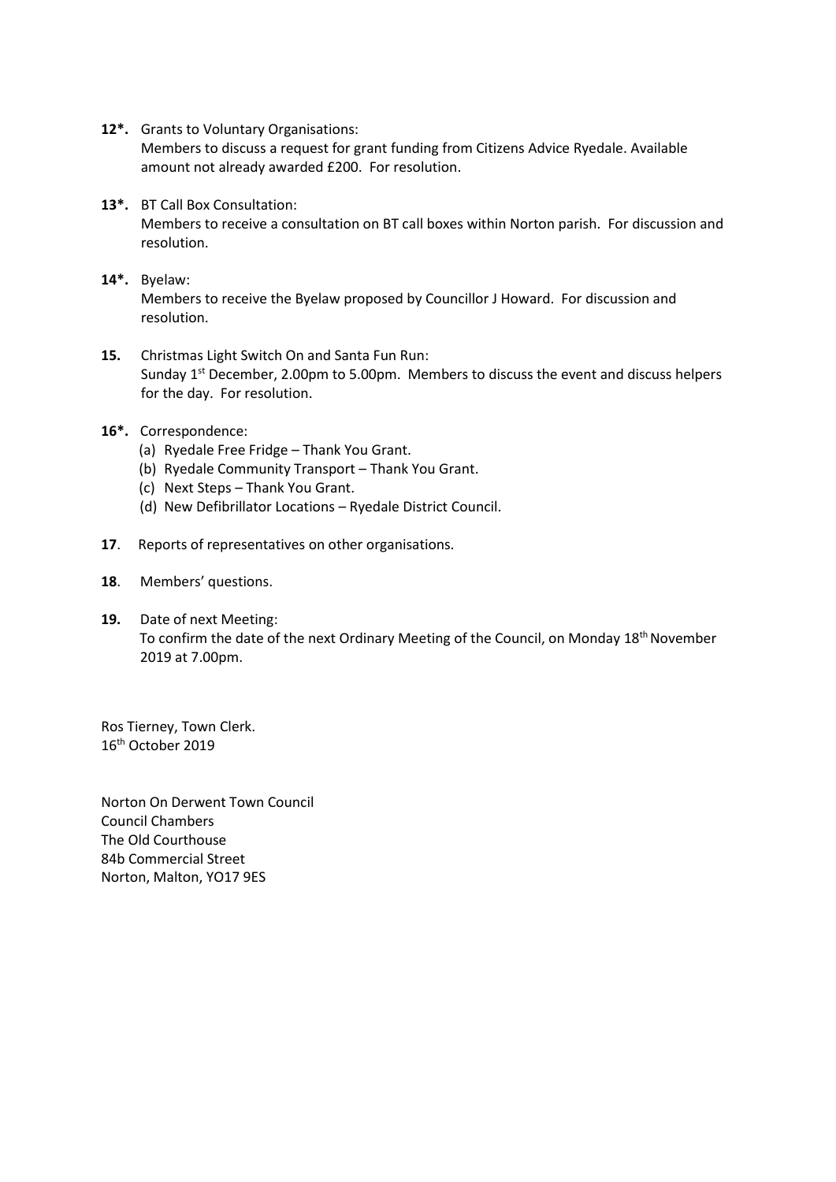**12*.** Grants to Voluntary Organisations:
Members to discuss a request for grant funding from Citizens Advice Ryedale. Available amount not already awarded £200. For resolution.

**13*.** BT Call Box Consultation:
Members to receive a consultation on BT call boxes within Norton parish. For discussion and resolution.

**14*.** Byelaw:
Members to receive the Byelaw proposed by Councillor J Howard. For discussion and resolution.

**15.** Christmas Light Switch On and Santa Fun Run:
Sunday 1st December, 2.00pm to 5.00pm. Members to discuss the event and discuss helpers for the day. For resolution.

**16*.** Correspondence:

(a) Ryedale Free Fridge – Thank You Grant.
(b) Ryedale Community Transport – Thank You Grant.
(c) Next Steps – Thank You Grant.
(d) New Defibrillator Locations – Ryedale District Council.

**17**. Reports of representatives on other organisations.

**18**. Members' questions.

**19.** Date of next Meeting:
To confirm the date of the next Ordinary Meeting of the Council, on Monday 18th November 2019 at 7.00pm.

Ros Tierney, Town Clerk.
16th October 2019

Norton On Derwent Town Council
Council Chambers
The Old Courthouse
84b Commercial Street
Norton, Malton, YO17 9ES